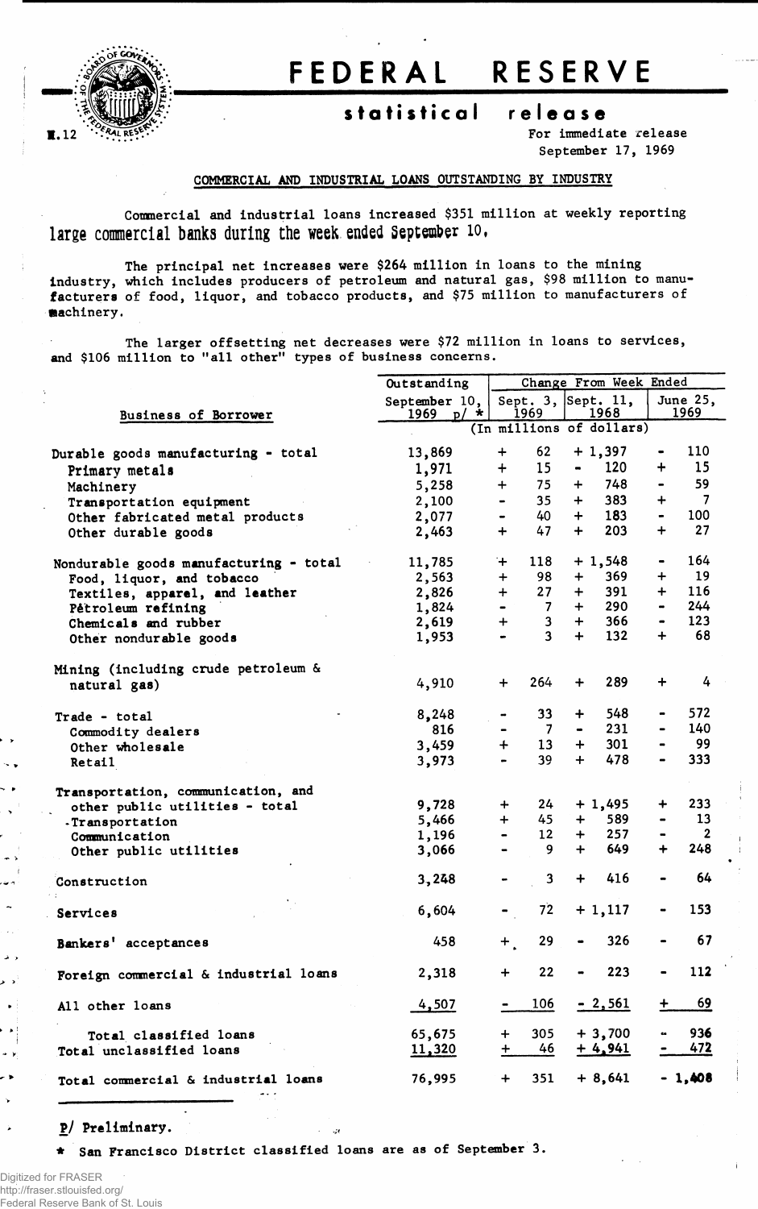# FEDERAL RESERVE

## statistical release

H.12

For immediate release
September 17, 1969

### COMMERCIAL AND INDUSTRIAL LOANS OUTSTANDING BY INDUSTRY

Commercial and industrial loans increased $351 million at weekly reporting large commercial banks during the week ended September 10.

The principal net increases were $264 million in loans to the mining industry, which includes producers of petroleum and natural gas, $98 million to manufacturers of food, liquor, and tobacco products, and $75 million to manufacturers of machinery.

The larger offsetting net decreases were $72 million in loans to services, and $106 million to "all other" types of business concerns.

| Business of Borrower | Outstanding September 10, 1969 p/ * | Change From Week Ended | | |
|---|---|---|---|---|
| | | Sept. 3, 1969 | Sept. 11, 1968 | June 25, 1969 |
| | (In millions of dollars) | | | |
| Durable goods manufacturing - total | 13,869 | + 62 | + 1,397 | - 110 |
| Primary metals | 1,971 | + 15 | - 120 | + 15 |
| Machinery | 5,258 | + 75 | + 748 | - 59 |
| Transportation equipment | 2,100 | - 35 | + 383 | + 7 |
| Other fabricated metal products | 2,077 | - 40 | + 183 | - 100 |
| Other durable goods | 2,463 | + 47 | + 203 | + 27 |
| Nondurable goods manufacturing - total | 11,785 | + 118 | + 1,548 | - 164 |
| Food, liquor, and tobacco | 2,563 | + 98 | + 369 | + 19 |
| Textiles, apparel, and leather | 2,826 | + 27 | + 391 | + 116 |
| Petroleum refining | 1,824 | - 7 | + 290 | - 244 |
| Chemicals and rubber | 2,619 | + 3 | + 366 | - 123 |
| Other nondurable goods | 1,953 | - 3 | + 132 | + 68 |
| Mining (including crude petroleum & natural gas) | 4,910 | + 264 | + 289 | + 4 |
| Trade - total | 8,248 | - 33 | + 548 | - 572 |
| Commodity dealers | 816 | - 7 | - 231 | - 140 |
| Other wholesale | 3,459 | + 13 | + 301 | - 99 |
| Retail | 3,973 | - 39 | + 478 | - 333 |
| Transportation, communication, and other public utilities - total | 9,728 | + 24 | + 1,495 | + 233 |
| Transportation | 5,466 | + 45 | + 589 | - 13 |
| Communication | 1,196 | - 12 | + 257 | - 2 |
| Other public utilities | 3,066 | - 9 | + 649 | + 248 |
| Construction | 3,248 | - 3 | + 416 | - 64 |
| Services | 6,604 | - 72 | + 1,117 | - 153 |
| Bankers' acceptances | 458 | + 29 | - 326 | - 67 |
| Foreign commercial & industrial loans | 2,318 | + 22 | - 223 | - 112 |
| All other loans | 4,507 | - 106 | - 2,561 | + 69 |
| Total classified loans | 65,675 | + 305 | + 3,700 | - 936 |
| Total unclassified loans | 11,320 | + 46 | + 4,941 | - 472 |
| Total commercial & industrial loans | 76,995 | + 351 | + 8,641 | - 1,408 |

p/ Preliminary.

\* San Francisco District classified loans are as of September 3.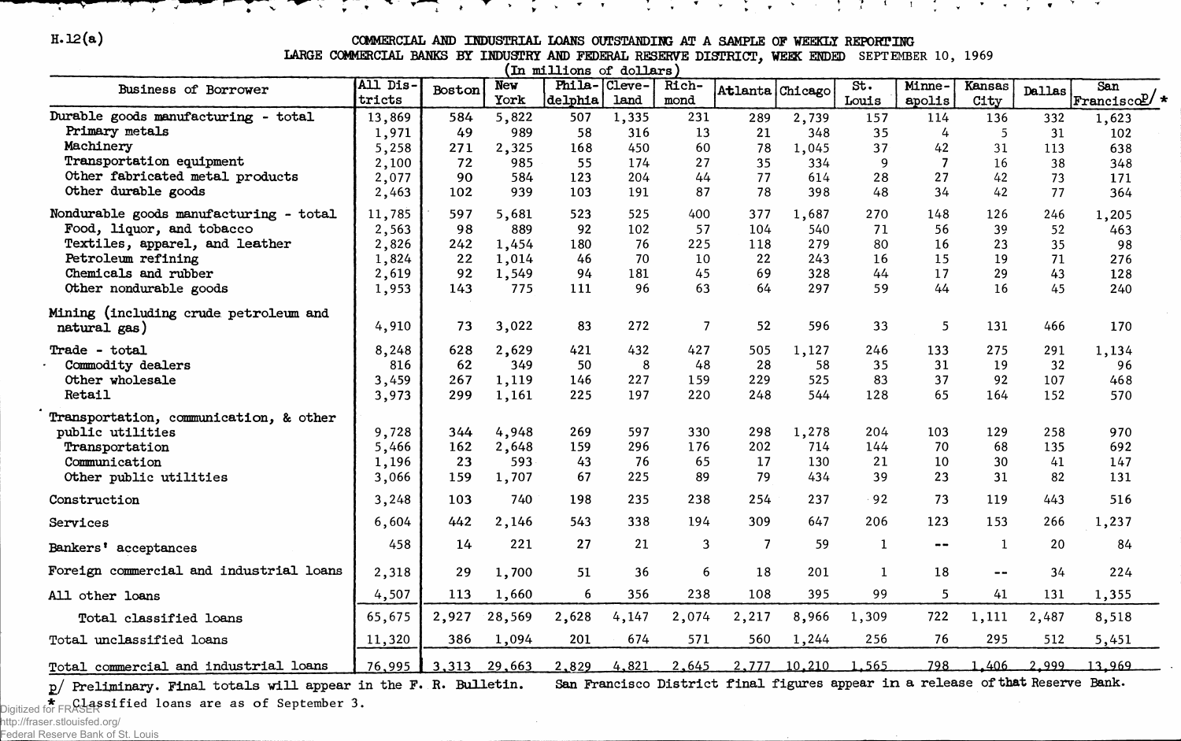H.12(a)

# COMMERCIAL AND INDUSTRIAL LOANS OUTSTANDING AT A SAMPLE OF WEEKLY REPORTING LARGE COMMERCIAL BANKS BY INDUSTRY AND FEDERAL RESERVE DISTRICT, WEEK ENDED SEPTEMBER 10, 1969

(In millions of dollars)

| Business of Borrower | All Districts | Boston | New York | Philadelphia | Cleveland | Richmond | Atlanta | Chicago | St. Louis | Minneapolis | Kansas City | Dallas | San Francisco p/ * |
|---|---|---|---|---|---|---|---|---|---|---|---|---|---|
| Durable goods manufacturing - total | 13,869 | 584 | 5,822 | 507 | 1,335 | 231 | 289 | 2,739 | 157 | 114 | 136 | 332 | 1,623 |
| Primary metals | 1,971 | 49 | 989 | 58 | 316 | 13 | 21 | 348 | 35 | 4 | 5 | 31 | 102 |
| Machinery | 5,258 | 271 | 2,325 | 168 | 450 | 60 | 78 | 1,045 | 37 | 42 | 31 | 113 | 638 |
| Transportation equipment | 2,100 | 72 | 985 | 55 | 174 | 27 | 35 | 334 | 9 | 7 | 16 | 38 | 348 |
| Other fabricated metal products | 2,077 | 90 | 584 | 123 | 204 | 44 | 77 | 614 | 28 | 27 | 42 | 73 | 171 |
| Other durable goods | 2,463 | 102 | 939 | 103 | 191 | 87 | 78 | 398 | 48 | 34 | 42 | 77 | 364 |
| Nondurable goods manufacturing - total | 11,785 | 597 | 5,681 | 523 | 525 | 400 | 377 | 1,687 | 270 | 148 | 126 | 246 | 1,205 |
| Food, liquor, and tobacco | 2,563 | 98 | 889 | 92 | 102 | 57 | 104 | 540 | 71 | 56 | 39 | 52 | 463 |
| Textiles, apparel, and leather | 2,826 | 242 | 1,454 | 180 | 76 | 225 | 118 | 279 | 80 | 16 | 23 | 35 | 98 |
| Petroleum refining | 1,824 | 22 | 1,014 | 46 | 70 | 10 | 22 | 243 | 16 | 15 | 19 | 71 | 276 |
| Chemicals and rubber | 2,619 | 92 | 1,549 | 94 | 181 | 45 | 69 | 328 | 44 | 17 | 29 | 43 | 128 |
| Other nondurable goods | 1,953 | 143 | 775 | 111 | 96 | 63 | 64 | 297 | 59 | 44 | 16 | 45 | 240 |
| Mining (including crude petroleum and natural gas) | 4,910 | 73 | 3,022 | 83 | 272 | 7 | 52 | 596 | 33 | 5 | 131 | 466 | 170 |
| Trade - total | 8,248 | 628 | 2,629 | 421 | 432 | 427 | 505 | 1,127 | 246 | 133 | 275 | 291 | 1,134 |
| Commodity dealers | 816 | 62 | 349 | 50 | 8 | 48 | 28 | 58 | 35 | 31 | 19 | 32 | 96 |
| Other wholesale | 3,459 | 267 | 1,119 | 146 | 227 | 159 | 229 | 525 | 83 | 37 | 92 | 107 | 468 |
| Retail | 3,973 | 299 | 1,161 | 225 | 197 | 220 | 248 | 544 | 128 | 65 | 164 | 152 | 570 |
| Transportation, communication, & other public utilities | 9,728 | 344 | 4,948 | 269 | 597 | 330 | 298 | 1,278 | 204 | 103 | 129 | 258 | 970 |
| Transportation | 5,466 | 162 | 2,648 | 159 | 296 | 176 | 202 | 714 | 144 | 70 | 68 | 135 | 692 |
| Communication | 1,196 | 23 | 593 | 43 | 76 | 65 | 17 | 130 | 21 | 10 | 30 | 41 | 147 |
| Other public utilities | 3,066 | 159 | 1,707 | 67 | 225 | 89 | 79 | 434 | 39 | 23 | 31 | 82 | 131 |
| Construction | 3,248 | 103 | 740 | 198 | 235 | 238 | 254 | 237 | 92 | 73 | 119 | 443 | 516 |
| Services | 6,604 | 442 | 2,146 | 543 | 338 | 194 | 309 | 647 | 206 | 123 | 153 | 266 | 1,237 |
| Bankers' acceptances | 458 | 14 | 221 | 27 | 21 | 3 | 7 | 59 | 1 | -- | 1 | 20 | 84 |
| Foreign commercial and industrial loans | 2,318 | 29 | 1,700 | 51 | 36 | 6 | 18 | 201 | 1 | 18 | -- | 34 | 224 |
| All other loans | 4,507 | 113 | 1,660 | 6 | 356 | 238 | 108 | 395 | 99 | 5 | 41 | 131 | 1,355 |
| Total classified loans | 65,675 | 2,927 | 28,569 | 2,628 | 4,147 | 2,074 | 2,217 | 8,966 | 1,309 | 722 | 1,111 | 2,487 | 8,518 |
| Total unclassified loans | 11,320 | 386 | 1,094 | 201 | 674 | 571 | 560 | 1,244 | 256 | 76 | 295 | 512 | 5,451 |
| Total commercial and industrial loans | 76,995 | 3,313 | 29,663 | 2,829 | 4,821 | 2,645 | 2,777 | 10,210 | 1,565 | 798 | 1,406 | 2,999 | 13,969 |

p/ Preliminary. Final totals will appear in the F. R. Bulletin. San Francisco District final figures appear in a release of that Reserve Bank.

* Classified loans are as of September 3.